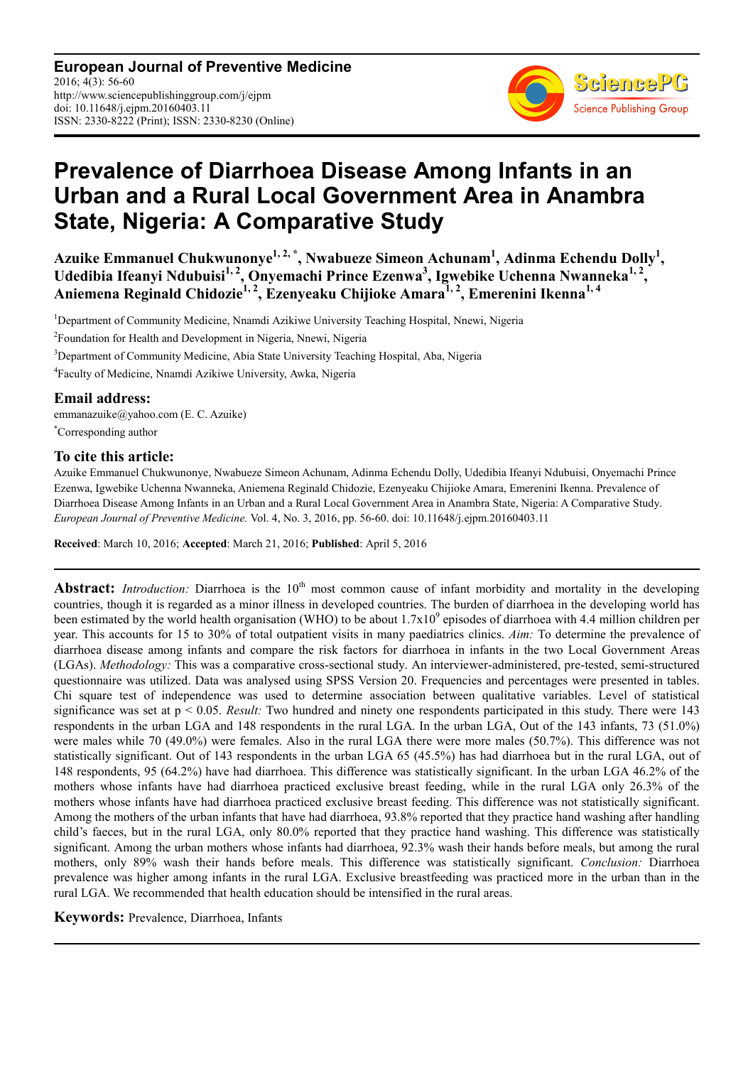**European Journal of Preventive Medicine**
2016; 4(3): 56-60
http://www.sciencepublishinggroup.com/j/ejpm
doi: 10.11648/j.ejpm.20160403.11
ISSN: 2330-8222 (Print); ISSN: 2330-8230 (Online)

# Prevalence of Diarrhoea Disease Among Infants in an Urban and a Rural Local Government Area in Anambra State, Nigeria: A Comparative Study

**Azuike Emmanuel Chukwunonye[1, 2, *], Nwabueze Simeon Achunam[1], Adinma Echendu Dolly[1], Udedibia Ifeanyi Ndubuisi[1, 2], Onyemachi Prince Ezenwa[3], Igwebike Uchenna Nwanneka[1, 2], Aniemena Reginald Chidozie[1, 2], Ezenyeaku Chijioke Amara[1, 2], Emerenini Ikenna[1, 4]**

[1]Department of Community Medicine, Nnamdi Azikiwe University Teaching Hospital, Nnewi, Nigeria

[2]Foundation for Health and Development in Nigeria, Nnewi, Nigeria

[3]Department of Community Medicine, Abia State University Teaching Hospital, Aba, Nigeria

[4]Faculty of Medicine, Nnamdi Azikiwe University, Awka, Nigeria

## Email address:

emmanazuike@yahoo.com (E. C. Azuike)

*Corresponding author

## To cite this article:

Azuike Emmanuel Chukwunonye, Nwabueze Simeon Achunam, Adinma Echendu Dolly, Udedibia Ifeanyi Ndubuisi, Onyemachi Prince Ezenwa, Igwebike Uchenna Nwanneka, Aniemena Reginald Chidozie, Ezenyeaku Chijioke Amara, Emerenini Ikenna. Prevalence of Diarrhoea Disease Among Infants in an Urban and a Rural Local Government Area in Anambra State, Nigeria: A Comparative Study. *European Journal of Preventive Medicine.* Vol. 4, No. 3, 2016, pp. 56-60. doi: 10.11648/j.ejpm.20160403.11

**Received**: March 10, 2016; **Accepted**: March 21, 2016; **Published**: April 5, 2016

---

**Abstract:** *Introduction:* Diarrhoea is the 10th most common cause of infant morbidity and mortality in the developing countries, though it is regarded as a minor illness in developed countries. The burden of diarrhoea in the developing world has been estimated by the world health organisation (WHO) to be about $1.7 \times 10^9$ episodes of diarrhoea with 4.4 million children per year. This accounts for 15 to 30% of total outpatient visits in many paediatrics clinics. *Aim:* To determine the prevalence of diarrhoea disease among infants and compare the risk factors for diarrhoea in infants in the two Local Government Areas (LGAs). *Methodology:* This was a comparative cross-sectional study. An interviewer-administered, pre-tested, semi-structured questionnaire was utilized. Data was analysed using SPSS Version 20. Frequencies and percentages were presented in tables. Chi square test of independence was used to determine association between qualitative variables. Level of statistical significance was set at $p < 0.05$. *Result:* Two hundred and ninety one respondents participated in this study. There were 143 respondents in the urban LGA and 148 respondents in the rural LGA. In the urban LGA, Out of the 143 infants, 73 (51.0%) were males while 70 (49.0%) were females. Also in the rural LGA there were more males (50.7%). This difference was not statistically significant. Out of 143 respondents in the urban LGA 65 (45.5%) has had diarrhoea but in the rural LGA, out of 148 respondents, 95 (64.2%) have had diarrhoea. This difference was statistically significant. In the urban LGA 46.2% of the mothers whose infants have had diarrhoea practiced exclusive breast feeding, while in the rural LGA only 26.3% of the mothers whose infants have had diarrhoea practiced exclusive breast feeding. This difference was not statistically significant. Among the mothers of the urban infants that have had diarrhoea, 93.8% reported that they practice hand washing after handling child's faeces, but in the rural LGA, only 80.0% reported that they practice hand washing. This difference was statistically significant. Among the urban mothers whose infants had diarrhoea, 92.3% wash their hands before meals, but among the rural mothers, only 89% wash their hands before meals. This difference was statistically significant. *Conclusion:* Diarrhoea prevalence was higher among infants in the rural LGA. Exclusive breastfeeding was practiced more in the urban than in the rural LGA. We recommended that health education should be intensified in the rural areas.

**Keywords:** Prevalence, Diarrhoea, Infants

---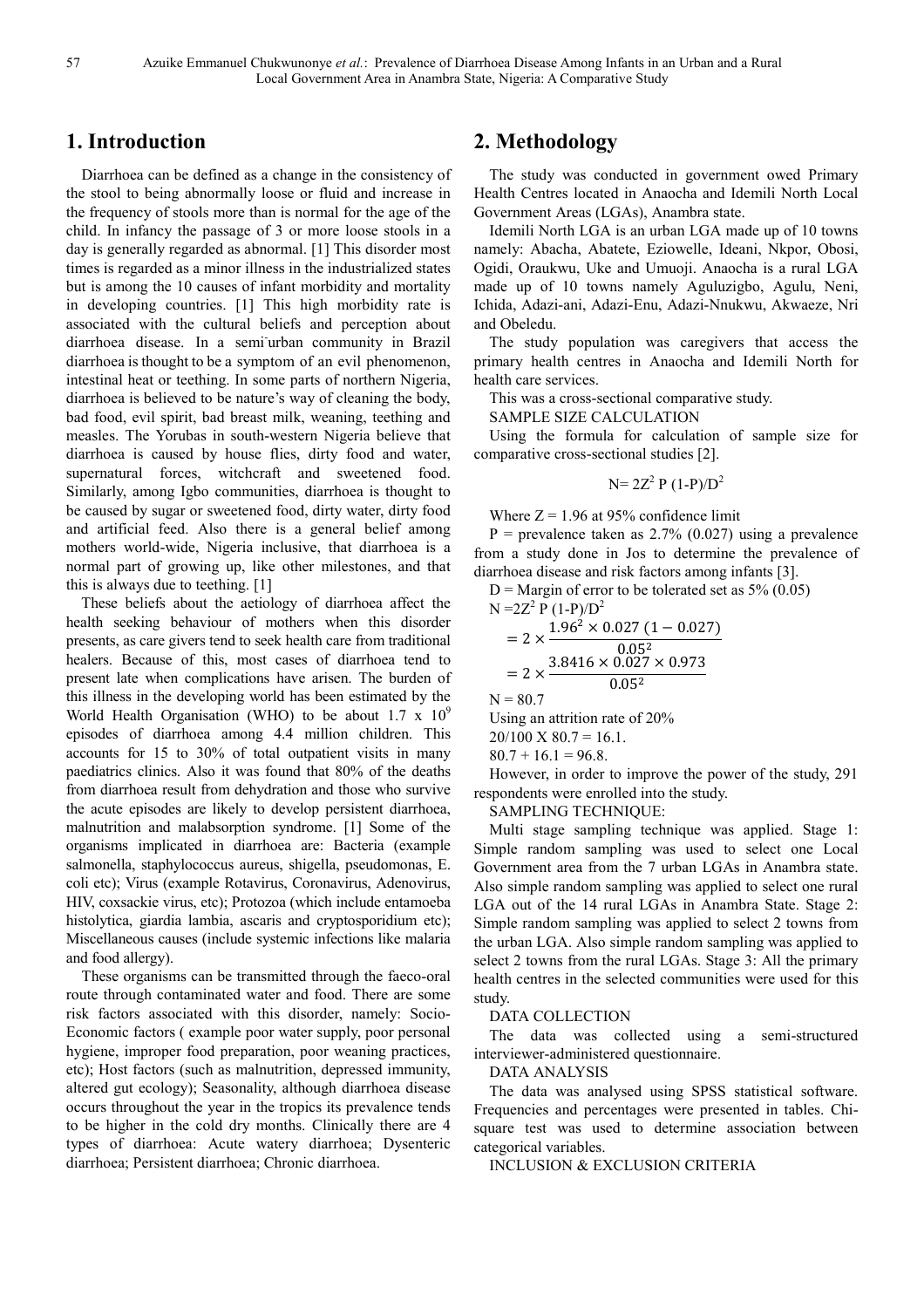## 1. Introduction

Diarrhoea can be defined as a change in the consistency of the stool to being abnormally loose or fluid and increase in the frequency of stools more than is normal for the age of the child. In infancy the passage of 3 or more loose stools in a day is generally regarded as abnormal. [1] This disorder most times is regarded as a minor illness in the industrialized states but is among the 10 causes of infant morbidity and mortality in developing countries. [1] This high morbidity rate is associated with the cultural beliefs and perception about diarrhoea disease. In a semi-urban community in Brazil diarrhoea is thought to be a symptom of an evil phenomenon, intestinal heat or teething. In some parts of northern Nigeria, diarrhoea is believed to be nature's way of cleaning the body, bad food, evil spirit, bad breast milk, weaning, teething and measles. The Yorubas in south-western Nigeria believe that diarrhoea is caused by house flies, dirty food and water, supernatural forces, witchcraft and sweetened food. Similarly, among Igbo communities, diarrhoea is thought to be caused by sugar or sweetened food, dirty water, dirty food and artificial feed. Also there is a general belief among mothers world-wide, Nigeria inclusive, that diarrhoea is a normal part of growing up, like other milestones, and that this is always due to teething. [1]

These beliefs about the aetiology of diarrhoea affect the health seeking behaviour of mothers when this disorder presents, as care givers tend to seek health care from traditional healers. Because of this, most cases of diarrhoea tend to present late when complications have arisen. The burden of this illness in the developing world has been estimated by the World Health Organisation (WHO) to be about $1.7 \times 10^9$ episodes of diarrhoea among 4.4 million children. This accounts for 15 to 30% of total outpatient visits in many paediatrics clinics. Also it was found that 80% of the deaths from diarrhoea result from dehydration and those who survive the acute episodes are likely to develop persistent diarrhoea, malnutrition and malabsorption syndrome. [1] Some of the organisms implicated in diarrhoea are: Bacteria (example salmonella, staphylococcus aureus, shigella, pseudomonas, E. coli etc); Virus (example Rotavirus, Coronavirus, Adenovirus, HIV, coxsackie virus, etc); Protozoa (which include entamoeba histolytica, giardia lambia, ascaris and cryptosporidium etc); Miscellaneous causes (include systemic infections like malaria and food allergy).

These organisms can be transmitted through the faeco-oral route through contaminated water and food. There are some risk factors associated with this disorder, namely: Socio-Economic factors ( example poor water supply, poor personal hygiene, improper food preparation, poor weaning practices, etc); Host factors (such as malnutrition, depressed immunity, altered gut ecology); Seasonality, although diarrhoea disease occurs throughout the year in the tropics its prevalence tends to be higher in the cold dry months. Clinically there are 4 types of diarrhoea: Acute watery diarrhoea; Dysenteric diarrhoea; Persistent diarrhoea; Chronic diarrhoea.

## 2. Methodology

The study was conducted in government owed Primary Health Centres located in Anaocha and Idemili North Local Government Areas (LGAs), Anambra state.

Idemili North LGA is an urban LGA made up of 10 towns namely: Abacha, Abatete, Eziowelle, Ideani, Nkpor, Obosi, Ogidi, Oraukwu, Uke and Umuoji. Anaocha is a rural LGA made up of 10 towns namely Aguluzigbo, Agulu, Neni, Ichida, Adazi-ani, Adazi-Enu, Adazi-Nnukwu, Akwaeze, Nri and Obeledu.

The study population was caregivers that access the primary health centres in Anaocha and Idemili North for health care services.

This was a cross-sectional comparative study.

SAMPLE SIZE CALCULATION

Using the formula for calculation of sample size for comparative cross-sectional studies [2].

$$N = 2Z^2 P (1-P)/D^2$$

Where $Z = 1.96$ at 95% confidence limit

$P$ = prevalence taken as 2.7% (0.027) using a prevalence from a study done in Jos to determine the prevalence of diarrhoea disease and risk factors among infants [3].

$D$ = Margin of error to be tolerated set as 5% (0.05)

$N = 2Z^2 P (1-P)/D^2$

$$= 2 \times \frac{1.96^2 \times 0.027\,(1-0.027)}{0.05^2}$$

$$= 2 \times \frac{3.8416 \times 0.027 \times 0.973}{0.05^2}$$

$N = 80.7$

Using an attrition rate of 20%

$20/100 \times 80.7 = 16.1$.

$80.7 + 16.1 = 96.8$.

However, in order to improve the power of the study, 291 respondents were enrolled into the study.

SAMPLING TECHNIQUE:

Multi stage sampling technique was applied. Stage 1: Simple random sampling was used to select one Local Government area from the 7 urban LGAs in Anambra state. Also simple random sampling was applied to select one rural LGA out of the 14 rural LGAs in Anambra State. Stage 2: Simple random sampling was applied to select 2 towns from the urban LGA. Also simple random sampling was applied to select 2 towns from the rural LGAs. Stage 3: All the primary health centres in the selected communities were used for this study.

DATA COLLECTION

The data was collected using a semi-structured interviewer-administered questionnaire.

DATA ANALYSIS

The data was analysed using SPSS statistical software. Frequencies and percentages were presented in tables. Chi-square test was used to determine association between categorical variables.

INCLUSION & EXCLUSION CRITERIA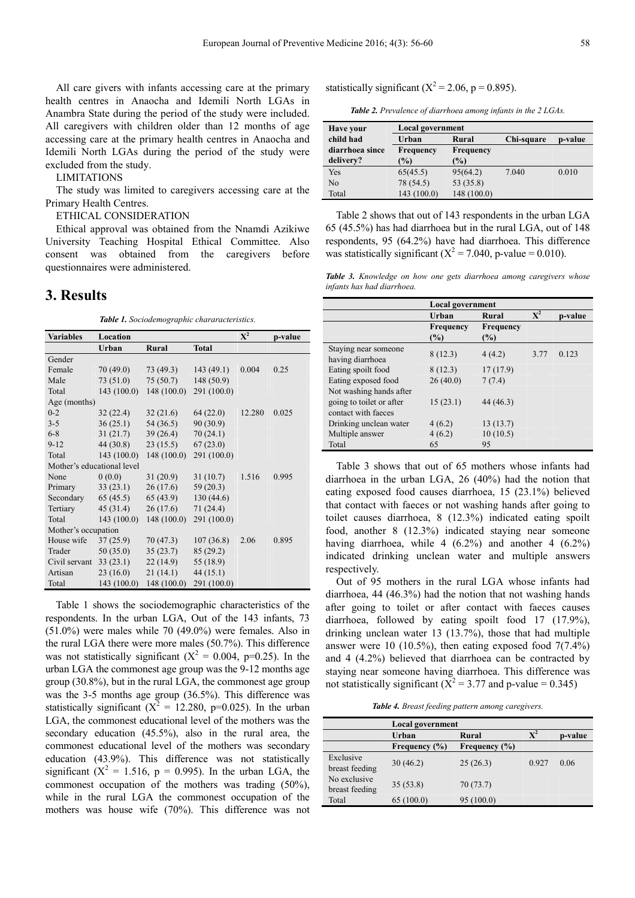All care givers with infants accessing care at the primary health centres in Anaocha and Idemili North LGAs in Anambra State during the period of the study were included. All caregivers with children older than 12 months of age accessing care at the primary health centres in Anaocha and Idemili North LGAs during the period of the study were excluded from the study.

LIMITATIONS

The study was limited to caregivers accessing care at the Primary Health Centres.

ETHICAL CONSIDERATION

Ethical approval was obtained from the Nnamdi Azikiwe University Teaching Hospital Ethical Committee. Also consent was obtained from the caregivers before questionnaires were administered.

## 3. Results

***Table 1.*** *Sociodemographic chararacteristics.*

| Variables | Location | | | $X^2$ | p-value |
|---|---|---|---|---|---|
| | Urban | Rural | Total | | |
| Gender | | | | | |
| Female | 70 (49.0) | 73 (49.3) | 143 (49.1) | 0.004 | 0.25 |
| Male | 73 (51.0) | 75 (50.7) | 148 (50.9) | | |
| Total | 143 (100.0) | 148 (100.0) | 291 (100.0) | | |
| Age (months) | | | | | |
| 0-2 | 32 (22.4) | 32 (21.6) | 64 (22.0) | 12.280 | 0.025 |
| 3-5 | 36 (25.1) | 54 (36.5) | 90 (30.9) | | |
| 6-8 | 31 (21.7) | 39 (26.4) | 70 (24.1) | | |
| 9-12 | 44 (30.8) | 23 (15.5) | 67 (23.0) | | |
| Total | 143 (100.0) | 148 (100.0) | 291 (100.0) | | |
| Mother's educational level | | | | | |
| None | 0 (0.0) | 31 (20.9) | 31 (10.7) | 1.516 | 0.995 |
| Primary | 33 (23.1) | 26 (17.6) | 59 (20.3) | | |
| Secondary | 65 (45.5) | 65 (43.9) | 130 (44.6) | | |
| Tertiary | 45 (31.4) | 26 (17.6) | 71 (24.4) | | |
| Total | 143 (100.0) | 148 (100.0) | 291 (100.0) | | |
| Mother's occupation | | | | | |
| House wife | 37 (25.9) | 70 (47.3) | 107 (36.8) | 2.06 | 0.895 |
| Trader | 50 (35.0) | 35 (23.7) | 85 (29.2) | | |
| Civil servant | 33 (23.1) | 22 (14.9) | 55 (18.9) | | |
| Artisan | 23 (16.0) | 21 (14.1) | 44 (15.1) | | |
| Total | 143 (100.0) | 148 (100.0) | 291 (100.0) | | |

Table 1 shows the sociodemographic characteristics of the respondents. In the urban LGA, Out of the 143 infants, 73 (51.0%) were males while 70 (49.0%) were females. Also in the rural LGA there were more males (50.7%). This difference was not statistically significant ($X^2$ = 0.004, p=0.25). In the urban LGA the commonest age group was the 9-12 months age group (30.8%), but in the rural LGA, the commonest age group was the 3-5 months age group (36.5%). This difference was statistically significant ($X^2$ = 12.280, p=0.025). In the urban LGA, the commonest educational level of the mothers was the secondary education (45.5%), also in the rural area, the commonest educational level of the mothers was secondary education (43.9%). This difference was not statistically significant ($X^2$ = 1.516, p = 0.995). In the urban LGA, the commonest occupation of the mothers was trading (50%), while in the rural LGA the commonest occupation of the mothers was house wife (70%). This difference was not statistically significant ($X^2$ = 2.06, p = 0.895).

***Table 2.*** *Prevalence of diarrhoea among infants in the 2 LGAs.*

| Have your child had diarrhoea since delivery? | Local government | | | |
|---|---|---|---|---|
| | Urban | Rural | Chi-square | p-value |
| | Frequency (%) | Frequency (%) | | |
| Yes | 65(45.5) | 95(64.2) | 7.040 | 0.010 |
| No | 78 (54.5) | 53 (35.8) | | |
| Total | 143 (100.0) | 148 (100.0) | | |

Table 2 shows that out of 143 respondents in the urban LGA 65 (45.5%) has had diarrhoea but in the rural LGA, out of 148 respondents, 95 (64.2%) have had diarrhoea. This difference was statistically significant ($X^2$ = 7.040, p-value = 0.010).

***Table 3.*** *Knowledge on how one gets diarrhoea among caregivers whose infants has had diarrhoea.*

| | Local government | | | |
|---|---|---|---|---|
| | Urban | Rural | $X^2$ | p-value |
| | Frequency (%) | Frequency (%) | | |
| Staying near someone having diarrhoea | 8 (12.3) | 4 (4.2) | 3.77 | 0.123 |
| Eating spoilt food | 8 (12.3) | 17 (17.9) | | |
| Eating exposed food | 26 (40.0) | 7 (7.4) | | |
| Not washing hands after going to toilet or after contact with faeces | 15 (23.1) | 44 (46.3) | | |
| Drinking unclean water | 4 (6.2) | 13 (13.7) | | |
| Multiple answer | 4 (6.2) | 10 (10.5) | | |
| Total | 65 | 95 | | |

Table 3 shows that out of 65 mothers whose infants had diarrhoea in the urban LGA, 26 (40%) had the notion that eating exposed food causes diarrhoea, 15 (23.1%) believed that contact with faeces or not washing hands after going to toilet causes diarrhoea, 8 (12.3%) indicated eating spoilt food, another 8 (12.3%) indicated staying near someone having diarrhoea, while 4 (6.2%) and another 4 (6.2%) indicated drinking unclean water and multiple answers respectively.

Out of 95 mothers in the rural LGA whose infants had diarrhoea, 44 (46.3%) had the notion that not washing hands after going to toilet or after contact with faeces causes diarrhoea, followed by eating spoilt food 17 (17.9%), drinking unclean water 13 (13.7%), those that had multiple answer were 10 (10.5%), then eating exposed food 7(7.4%) and 4 (4.2%) believed that diarrhoea can be contracted by staying near someone having diarrhoea. This difference was not statistically significant ($X^2$ = 3.77 and p-value = 0.345)

***Table 4.*** *Breast feeding pattern among caregivers.*

| | Local government | | | |
|---|---|---|---|---|
| | Urban | Rural | $X^2$ | p-value |
| | Frequency (%) | Frequency (%) | | |
| Exclusive breast feeding | 30 (46.2) | 25 (26.3) | 0.927 | 0.06 |
| No exclusive breast feeding | 35 (53.8) | 70 (73.7) | | |
| Total | 65 (100.0) | 95 (100.0) | | |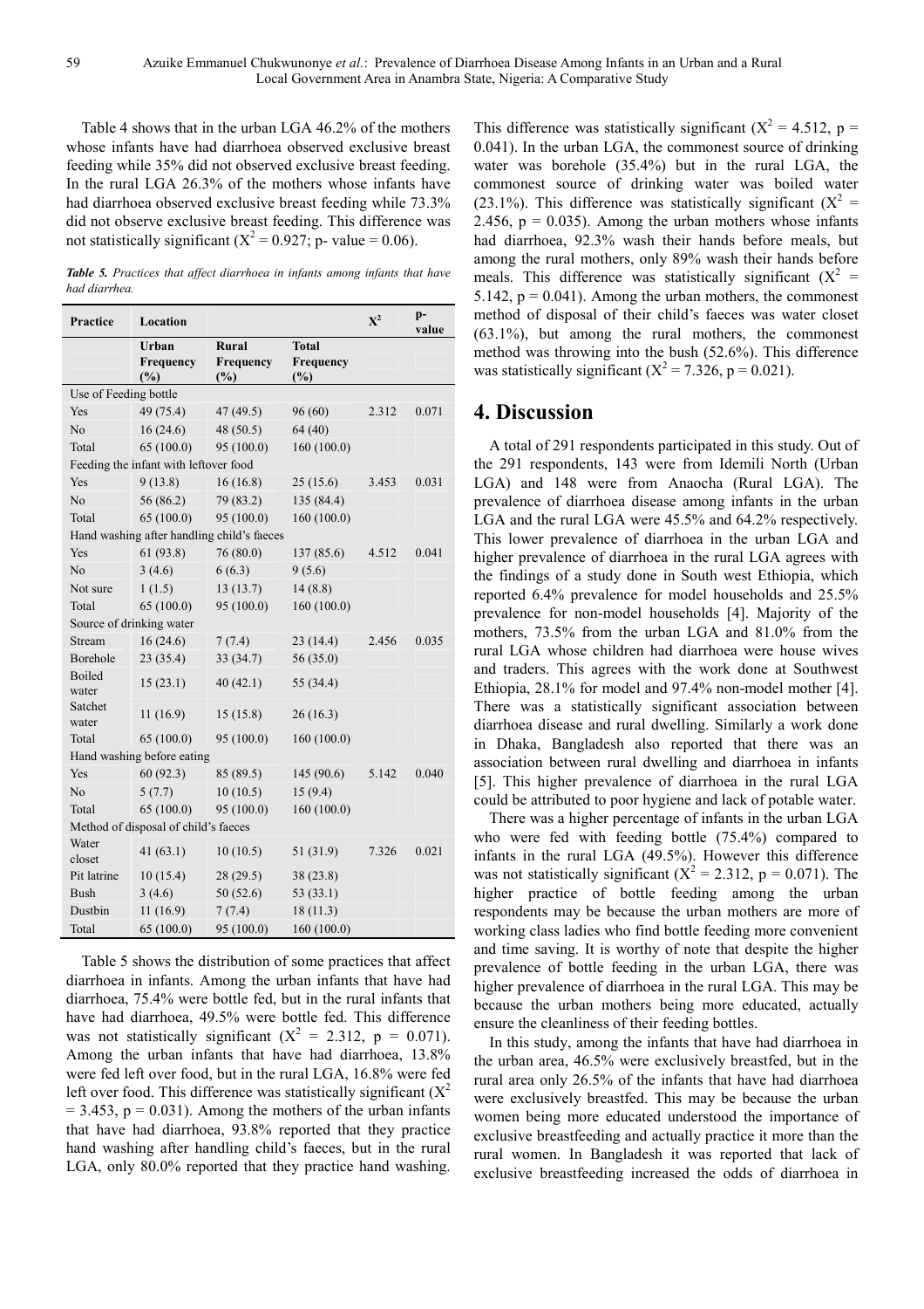Table 4 shows that in the urban LGA 46.2% of the mothers whose infants have had diarrhoea observed exclusive breast feeding while 35% did not observed exclusive breast feeding. In the rural LGA 26.3% of the mothers whose infants have had diarrhoea observed exclusive breast feeding while 73.3% did not observe exclusive breast feeding. This difference was not statistically significant ($X^2 = 0.927$; p- value = 0.06).

***Table 5.** Practices that affect diarrhoea in infants among infants that have had diarrhea.*

| Practice | Location | | | $X^2$ | p-value |
|---|---|---|---|---|---|
| | Urban Frequency (%) | Rural Frequency (%) | Total Frequency (%) | | |
| Use of Feeding bottle | | | | | |
| Yes | 49 (75.4) | 47 (49.5) | 96 (60) | 2.312 | 0.071 |
| No | 16 (24.6) | 48 (50.5) | 64 (40) | | |
| Total | 65 (100.0) | 95 (100.0) | 160 (100.0) | | |
| Feeding the infant with leftover food | | | | | |
| Yes | 9 (13.8) | 16 (16.8) | 25 (15.6) | 3.453 | 0.031 |
| No | 56 (86.2) | 79 (83.2) | 135 (84.4) | | |
| Total | 65 (100.0) | 95 (100.0) | 160 (100.0) | | |
| Hand washing after handling child's faeces | | | | | |
| Yes | 61 (93.8) | 76 (80.0) | 137 (85.6) | 4.512 | 0.041 |
| No | 3 (4.6) | 6 (6.3) | 9 (5.6) | | |
| Not sure | 1 (1.5) | 13 (13.7) | 14 (8.8) | | |
| Total | 65 (100.0) | 95 (100.0) | 160 (100.0) | | |
| Source of drinking water | | | | | |
| Stream | 16 (24.6) | 7 (7.4) | 23 (14.4) | 2.456 | 0.035 |
| Borehole | 23 (35.4) | 33 (34.7) | 56 (35.0) | | |
| Boiled water | 15 (23.1) | 40 (42.1) | 55 (34.4) | | |
| Satchet water | 11 (16.9) | 15 (15.8) | 26 (16.3) | | |
| Total | 65 (100.0) | 95 (100.0) | 160 (100.0) | | |
| Hand washing before eating | | | | | |
| Yes | 60 (92.3) | 85 (89.5) | 145 (90.6) | 5.142 | 0.040 |
| No | 5 (7.7) | 10 (10.5) | 15 (9.4) | | |
| Total | 65 (100.0) | 95 (100.0) | 160 (100.0) | | |
| Method of disposal of child's faeces | | | | | |
| Water closet | 41 (63.1) | 10 (10.5) | 51 (31.9) | 7.326 | 0.021 |
| Pit latrine | 10 (15.4) | 28 (29.5) | 38 (23.8) | | |
| Bush | 3 (4.6) | 50 (52.6) | 53 (33.1) | | |
| Dustbin | 11 (16.9) | 7 (7.4) | 18 (11.3) | | |
| Total | 65 (100.0) | 95 (100.0) | 160 (100.0) | | |

Table 5 shows the distribution of some practices that affect diarrhoea in infants. Among the urban infants that have had diarrhoea, 75.4% were bottle fed, but in the rural infants that have had diarrhoea, 49.5% were bottle fed. This difference was not statistically significant ($X^2 = 2.312$, p = 0.071). Among the urban infants that have had diarrhoea, 13.8% were fed left over food, but in the rural LGA, 16.8% were fed left over food. This difference was statistically significant ($X^2 = 3.453$, p = 0.031). Among the mothers of the urban infants that have had diarrhoea, 93.8% reported that they practice hand washing after handling child's faeces, but in the rural LGA, only 80.0% reported that they practice hand washing. This difference was statistically significant ($X^2 = 4.512$, p = 0.041). In the urban LGA, the commonest source of drinking water was borehole (35.4%) but in the rural LGA, the commonest source of drinking water was boiled water (23.1%). This difference was statistically significant ($X^2 = 2.456$, p = 0.035). Among the urban mothers whose infants had diarrhoea, 92.3% wash their hands before meals, but among the rural mothers, only 89% wash their hands before meals. This difference was statistically significant ($X^2 = 5.142$, p = 0.041). Among the urban mothers, the commonest method of disposal of their child's faeces was water closet (63.1%), but among the rural mothers, the commonest method was throwing into the bush (52.6%). This difference was statistically significant ($X^2 = 7.326$, p = 0.021).

## 4. Discussion

A total of 291 respondents participated in this study. Out of the 291 respondents, 143 were from Idemili North (Urban LGA) and 148 were from Anaocha (Rural LGA). The prevalence of diarrhoea disease among infants in the urban LGA and the rural LGA were 45.5% and 64.2% respectively. This lower prevalence of diarrhoea in the urban LGA and higher prevalence of diarrhoea in the rural LGA agrees with the findings of a study done in South west Ethiopia, which reported 6.4% prevalence for model households and 25.5% prevalence for non-model households [4]. Majority of the mothers, 73.5% from the urban LGA and 81.0% from the rural LGA whose children had diarrhoea were house wives and traders. This agrees with the work done at Southwest Ethiopia, 28.1% for model and 97.4% non-model mother [4]. There was a statistically significant association between diarrhoea disease and rural dwelling. Similarly a work done in Dhaka, Bangladesh also reported that there was an association between rural dwelling and diarrhoea in infants [5]. This higher prevalence of diarrhoea in the rural LGA could be attributed to poor hygiene and lack of potable water.

There was a higher percentage of infants in the urban LGA who were fed with feeding bottle (75.4%) compared to infants in the rural LGA (49.5%). However this difference was not statistically significant ($X^2 = 2.312$, p = 0.071). The higher practice of bottle feeding among the urban respondents may be because the urban mothers are more of working class ladies who find bottle feeding more convenient and time saving. It is worthy of note that despite the higher prevalence of bottle feeding in the urban LGA, there was higher prevalence of diarrhoea in the rural LGA. This may be because the urban mothers being more educated, actually ensure the cleanliness of their feeding bottles.

In this study, among the infants that have had diarrhoea in the urban area, 46.5% were exclusively breastfed, but in the rural area only 26.5% of the infants that have had diarrhoea were exclusively breastfed. This may be because the urban women being more educated understood the importance of exclusive breastfeeding and actually practice it more than the rural women. In Bangladesh it was reported that lack of exclusive breastfeeding increased the odds of diarrhoea in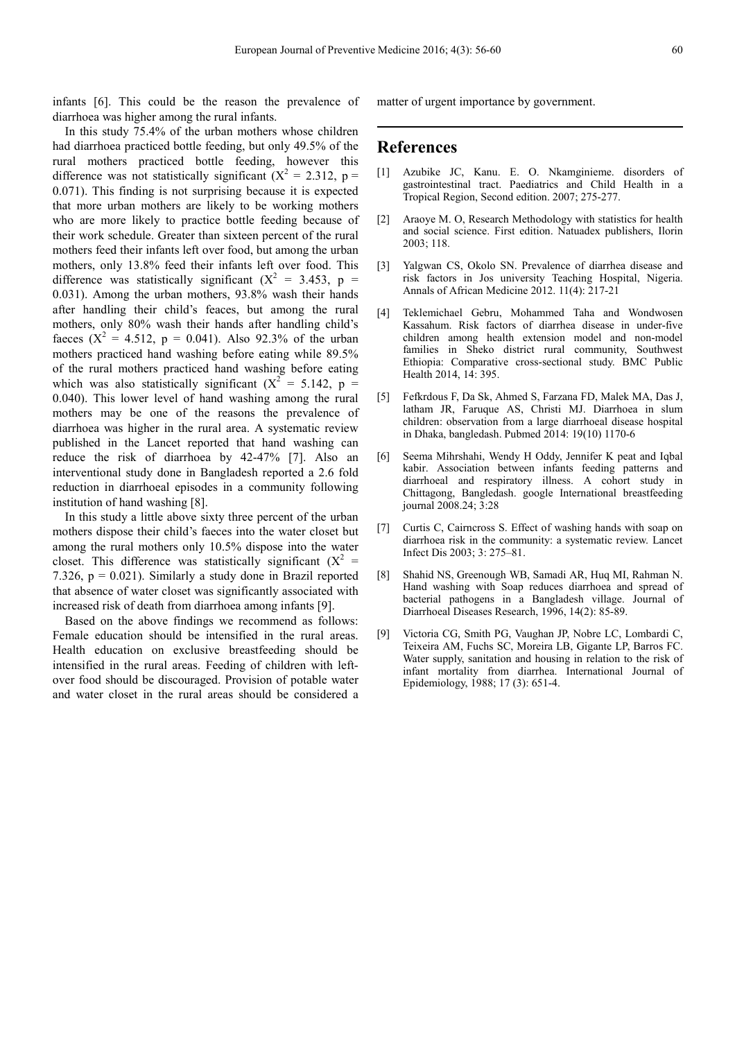infants [6]. This could be the reason the prevalence of diarrhoea was higher among the rural infants.

In this study 75.4% of the urban mothers whose children had diarrhoea practiced bottle feeding, but only 49.5% of the rural mothers practiced bottle feeding, however this difference was not statistically significant ($X^2$ = 2.312, p = 0.071). This finding is not surprising because it is expected that more urban mothers are likely to be working mothers who are more likely to practice bottle feeding because of their work schedule. Greater than sixteen percent of the rural mothers feed their infants left over food, but among the urban mothers, only 13.8% feed their infants left over food. This difference was statistically significant ($X^2$ = 3.453, p = 0.031). Among the urban mothers, 93.8% wash their hands after handling their child's feaces, but among the rural mothers, only 80% wash their hands after handling child's faeces ($X^2$ = 4.512, p = 0.041). Also 92.3% of the urban mothers practiced hand washing before eating while 89.5% of the rural mothers practiced hand washing before eating which was also statistically significant ($X^2$ = 5.142, p = 0.040). This lower level of hand washing among the rural mothers may be one of the reasons the prevalence of diarrhoea was higher in the rural area. A systematic review published in the Lancet reported that hand washing can reduce the risk of diarrhoea by 42-47% [7]. Also an interventional study done in Bangladesh reported a 2.6 fold reduction in diarrhoeal episodes in a community following institution of hand washing [8].

In this study a little above sixty three percent of the urban mothers dispose their child's faeces into the water closet but among the rural mothers only 10.5% dispose into the water closet. This difference was statistically significant ($X^2$ = 7.326, p = 0.021). Similarly a study done in Brazil reported that absence of water closet was significantly associated with increased risk of death from diarrhoea among infants [9].

Based on the above findings we recommend as follows: Female education should be intensified in the rural areas. Health education on exclusive breastfeeding should be intensified in the rural areas. Feeding of children with left-over food should be discouraged. Provision of potable water and water closet in the rural areas should be considered a matter of urgent importance by government.

## References

[1] Azubike JC, Kanu. E. O. Nkamginieme. disorders of gastrointestinal tract. Paediatrics and Child Health in a Tropical Region, Second edition. 2007; 275-277.

[2] Araoye M. O, Research Methodology with statistics for health and social science. First edition. Natuadex publishers, Ilorin 2003; 118.

[3] Yalgwan CS, Okolo SN. Prevalence of diarrhea disease and risk factors in Jos university Teaching Hospital, Nigeria. Annals of African Medicine 2012. 11(4): 217-21

[4] Teklemichael Gebru, Mohammed Taha and Wondwosen Kassahum. Risk factors of diarrhea disease in under-five children among health extension model and non-model families in Sheko district rural community, Southwest Ethiopia: Comparative cross-sectional study. BMC Public Health 2014, 14: 395.

[5] Fefkrdous F, Da Sk, Ahmed S, Farzana FD, Malek MA, Das J, latham JR, Faruque AS, Christi MJ. Diarrhoea in slum children: observation from a large diarrhoeal disease hospital in Dhaka, bangledash. Pubmed 2014: 19(10) 1170-6

[6] Seema Mihrshahi, Wendy H Oddy, Jennifer K peat and Iqbal kabir. Association between infants feeding patterns and diarrhoeal and respiratory illness. A cohort study in Chittagong, Bangledash. google International breastfeeding journal 2008.24; 3:28

[7] Curtis C, Cairncross S. Effect of washing hands with soap on diarrhoea risk in the community: a systematic review. Lancet Infect Dis 2003; 3: 275–81.

[8] Shahid NS, Greenough WB, Samadi AR, Huq MI, Rahman N. Hand washing with Soap reduces diarrhoea and spread of bacterial pathogens in a Bangladesh village. Journal of Diarrhoeal Diseases Research, 1996, 14(2): 85-89.

[9] Victoria CG, Smith PG, Vaughan JP, Nobre LC, Lombardi C, Teixeira AM, Fuchs SC, Moreira LB, Gigante LP, Barros FC. Water supply, sanitation and housing in relation to the risk of infant mortality from diarrhea. International Journal of Epidemiology, 1988; 17 (3): 651-4.